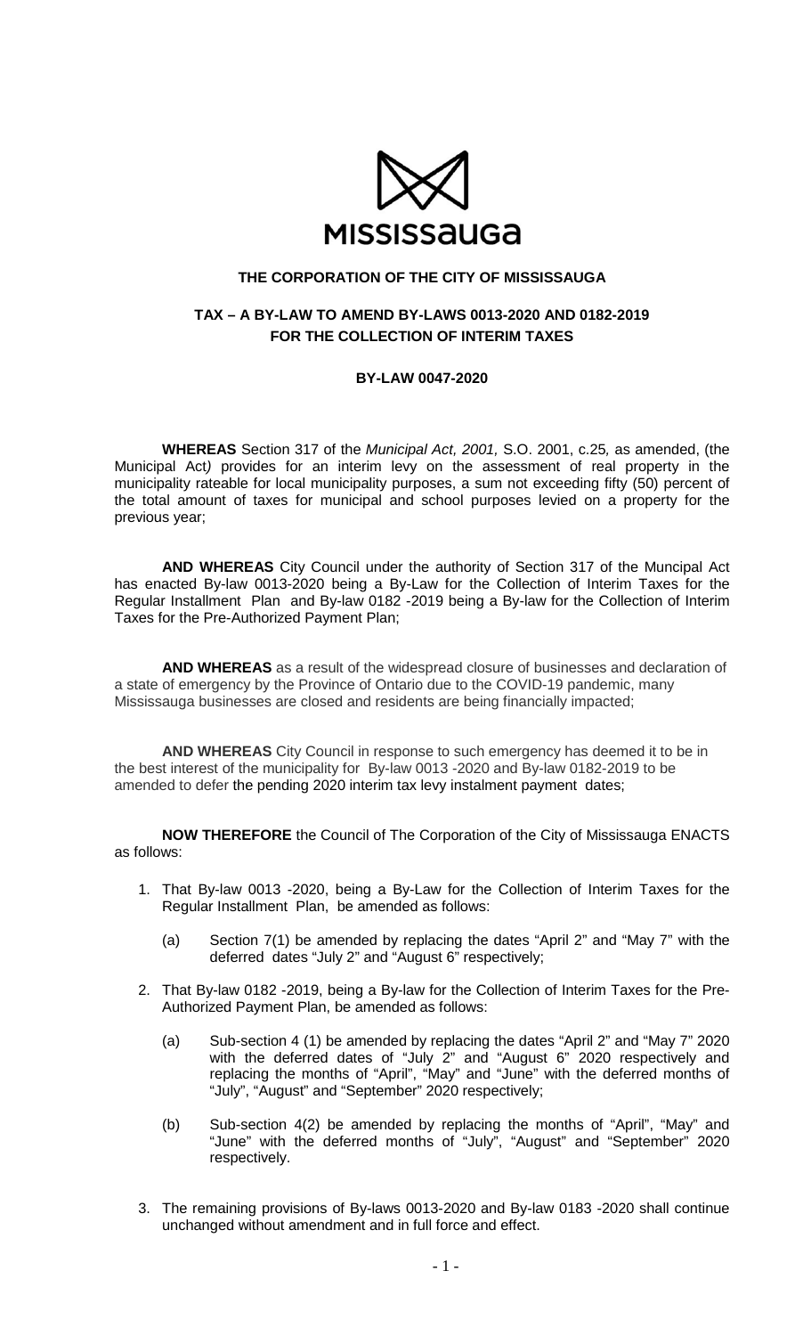MISSISSauGa

**THE CORPORATION OF THE CITY OF MISSISSAUGA**

**TAX – A BY-LAW TO AMEND BY-LAWS 0013-2020 AND 0182-2019 FOR THE COLLECTION OF INTERIM TAXES**

**BY-LAW 0047-2020**

**WHEREAS** Section 317 of the *Municipal Act, 2001,* S.O. 2001, c.25*,* as amended, (the Municipal Act*)* provides for an interim levy on the assessment of real property in the municipality rateable for local municipality purposes, a sum not exceeding fifty (50) percent of the total amount of taxes for municipal and school purposes levied on a property for the previous year;

**AND WHEREAS** City Council under the authority of Section 317 of the Muncipal Act has enacted By-law 0013-2020 being a By-Law for the Collection of Interim Taxes for the Regular Installment Plan and By-law 0182 -2019 being a By-law for the Collection of Interim Taxes for the Pre-Authorized Payment Plan;

**AND WHEREAS** as a result of the widespread closure of businesses and declaration of a state of emergency by the Province of Ontario due to the COVID-19 pandemic, many Mississauga businesses are closed and residents are being financially impacted;

**AND WHEREAS** City Council in response to such emergency has deemed it to be in the best interest of the municipality for By-law 0013 -2020 and By-law 0182-2019 to be amended to defer the pending 2020 interim tax levy instalment payment dates;

**NOW THEREFORE** the Council of The Corporation of the City of Mississauga ENACTS as follows:

1. That By-law 0013 -2020, being a By-Law for the Collection of Interim Taxes for the Regular Installment Plan, be amended as follows:

   (a) Section 7(1) be amended by replacing the dates "April 2" and "May 7" with the deferred dates "July 2" and "August 6" respectively;

2. That By-law 0182 -2019, being a By-law for the Collection of Interim Taxes for the Pre-Authorized Payment Plan, be amended as follows:

   (a) Sub-section 4 (1) be amended by replacing the dates "April 2" and "May 7" 2020 with the deferred dates of "July 2" and "August 6" 2020 respectively and replacing the months of "April", "May" and "June" with the deferred months of "July", "August" and "September" 2020 respectively;

   (b) Sub-section 4(2) be amended by replacing the months of "April", "May" and "June" with the deferred months of "July", "August" and "September" 2020 respectively.

3. The remaining provisions of By-laws 0013-2020 and By-law 0183 -2020 shall continue unchanged without amendment and in full force and effect.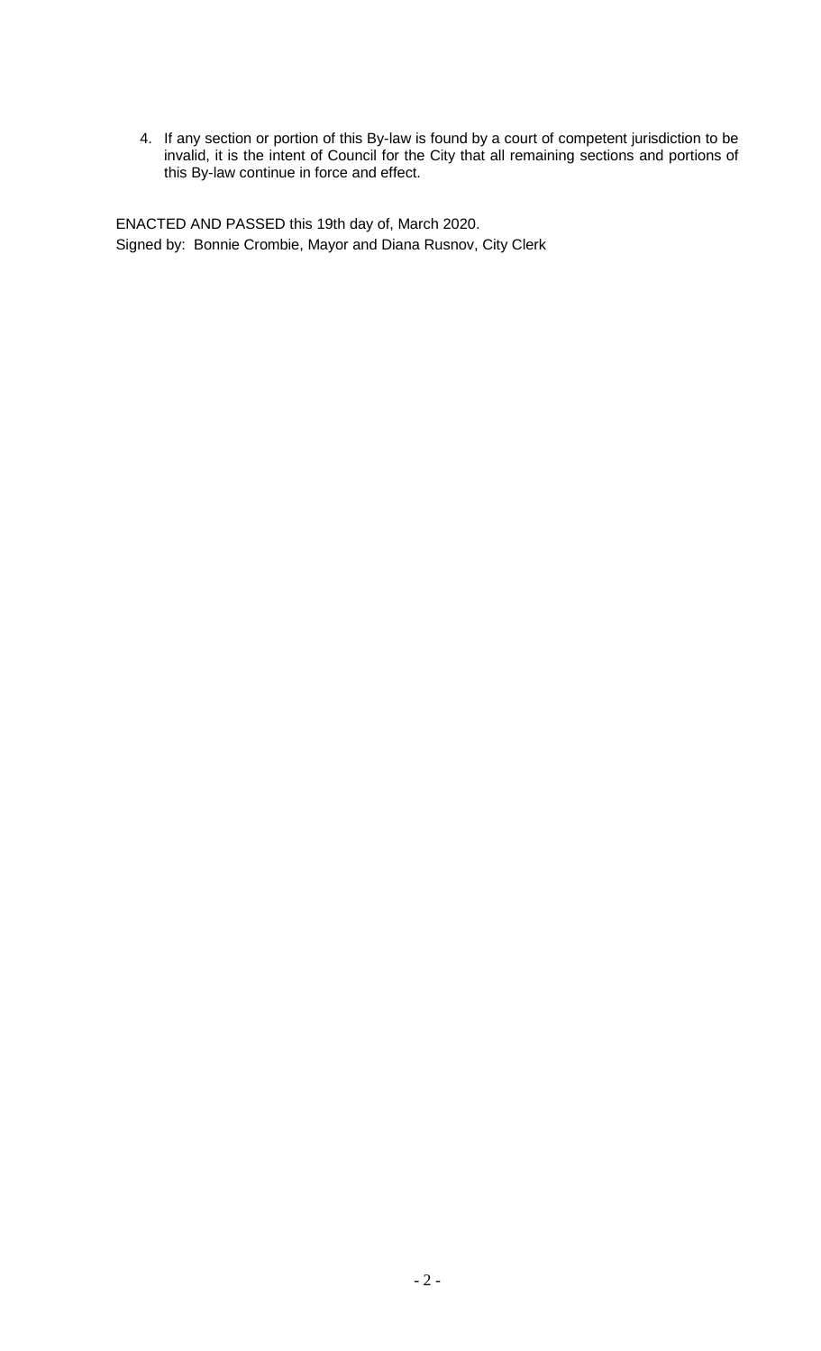4. If any section or portion of this By-law is found by a court of competent jurisdiction to be invalid, it is the intent of Council for the City that all remaining sections and portions of this By-law continue in force and effect.

ENACTED AND PASSED this 19th day of, March 2020.
Signed by: Bonnie Crombie, Mayor and Diana Rusnov, City Clerk